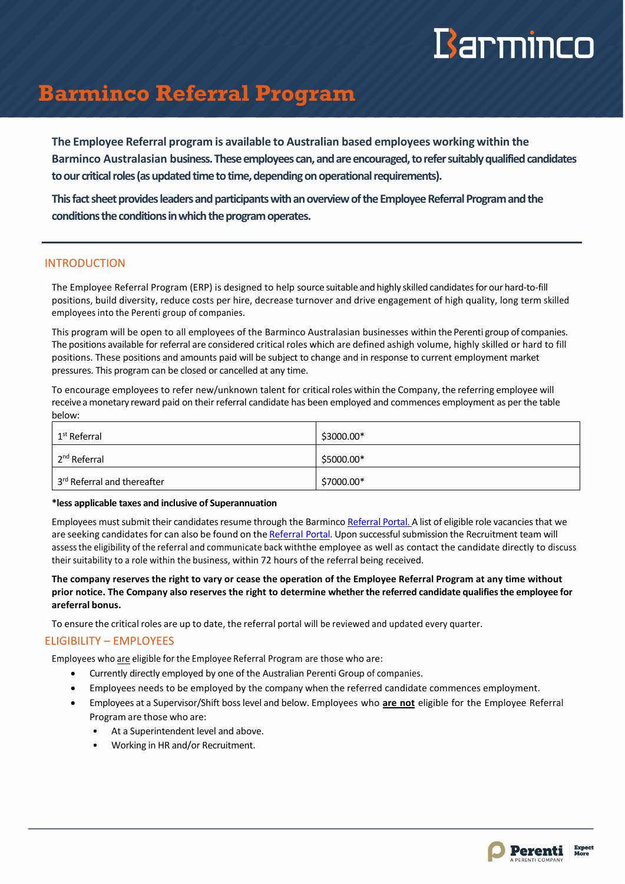# Barminco Referral Program

**The Employee Referral program is available to Australian based employees working within the Barminco Australasian business. These employees can, and are encouraged, to refer suitably qualified candidates to our critical roles (as updated time to time, depending on operational requirements).**

**This fact sheet provides leaders and participants with an overview of the Employee Referral Program and the conditions the conditions in which the program operates.**

## INTRODUCTION

The Employee Referral Program (ERP) is designed to help source suitable and highly skilled candidates for our hard-to-fill positions, build diversity, reduce costs per hire, decrease turnover and drive engagement of high quality, long term skilled employees into the Perenti group of companies.

This program will be open to all employees of the Barminco Australasian businesses within the Perenti group of companies. The positions available for referral are considered critical roles which are defined ashigh volume, highly skilled or hard to fill positions. These positions and amounts paid will be subject to change and in response to current employment market pressures. This program can be closed or cancelled at any time.

To encourage employees to refer new/unknown talent for critical roles within the Company, the referring employee will receive a monetary reward paid on their referral candidate has been employed and commences employment as per the table below:

| | |
|---|---|
| 1st Referral | $3000.00* |
| 2nd Referral | $5000.00* |
| 3rd Referral and thereafter | $7000.00* |

**\*less applicable taxes and inclusive of Superannuation**

Employees must submit their candidates resume through the Barminco Referral Portal. A list of eligible role vacancies that we are seeking candidates for can also be found on the Referral Portal. Upon successful submission the Recruitment team will assess the eligibility of the referral and communicate back withthe employee as well as contact the candidate directly to discuss their suitability to a role within the business, within 72 hours of the referral being received.

**The company reserves the right to vary or cease the operation of the Employee Referral Program at any time without prior notice. The Company also reserves the right to determine whether the referred candidate qualifies the employee for areferral bonus.**

To ensure the critical roles are up to date, the referral portal will be reviewed and updated every quarter.

## ELIGIBILITY – EMPLOYEES

Employees who are eligible for the Employee Referral Program are those who are:

- Currently directly employed by one of the Australian Perenti Group of companies.
- Employees needs to be employed by the company when the referred candidate commences employment.
- Employees at a Supervisor/Shift boss level and below. Employees who **are not** eligible for the Employee Referral Program are those who are:
  - At a Superintendent level and above.
  - Working in HR and/or Recruitment.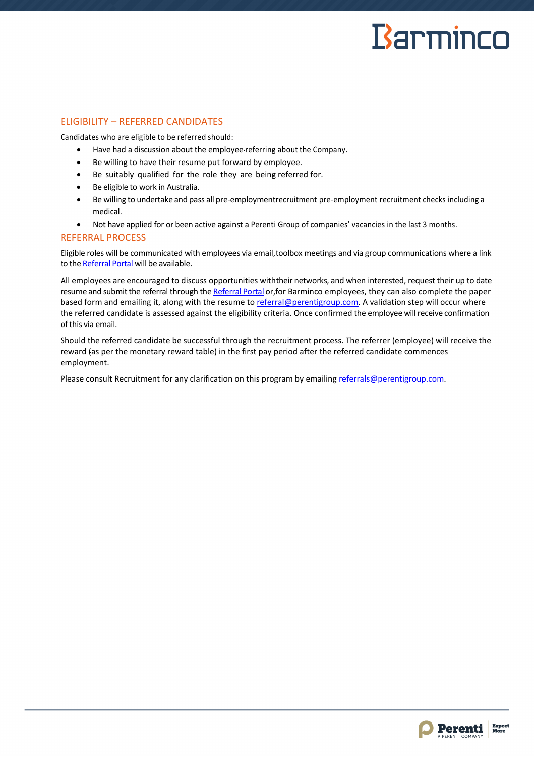## ELIGIBILITY – REFERRED CANDIDATES

Candidates who are eligible to be referred should:

- Have had a discussion about the employee-referring about the Company.
- Be willing to have their resume put forward by employee.
- Be suitably qualified for the role they are being referred for.
- Be eligible to work in Australia.
- Be willing to undertake and pass all pre-employmentrecruitment pre-employment recruitment checks including a medical.
- Not have applied for or been active against a Perenti Group of companies' vacancies in the last 3 months.

## REFERRAL PROCESS

Eligible roles will be communicated with employees via email,toolbox meetings and via group communications where a link to the Referral Portal will be available.

All employees are encouraged to discuss opportunities withtheir networks, and when interested, request their up to date resume and submit the referral through the Referral Portal or,for Barminco employees, they can also complete the paper based form and emailing it, along with the resume to referral@perentigroup.com. A validation step will occur where the referred candidate is assessed against the eligibility criteria. Once confirmed the employee will receive confirmation of this via email.

Should the referred candidate be successful through the recruitment process. The referrer (employee) will receive the reward (as per the monetary reward table) in the first pay period after the referred candidate commences employment.

Please consult Recruitment for any clarification on this program by emailing referrals@perentigroup.com.